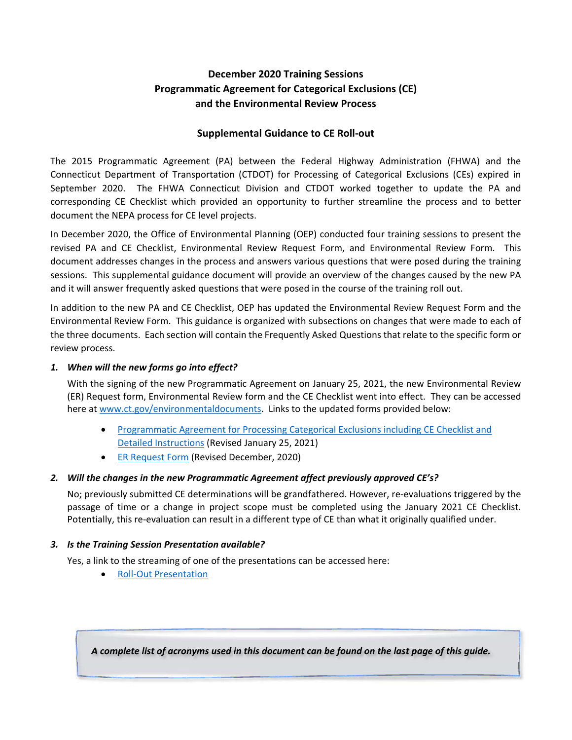# December 2020 Training Sessions
# Programmatic Agreement for Categorical Exclusions (CE) and the Environmental Review Process

## Supplemental Guidance to CE Roll-out

The 2015 Programmatic Agreement (PA) between the Federal Highway Administration (FHWA) and the Connecticut Department of Transportation (CTDOT) for Processing of Categorical Exclusions (CEs) expired in September 2020. The FHWA Connecticut Division and CTDOT worked together to update the PA and corresponding CE Checklist which provided an opportunity to further streamline the process and to better document the NEPA process for CE level projects.

In December 2020, the Office of Environmental Planning (OEP) conducted four training sessions to present the revised PA and CE Checklist, Environmental Review Request Form, and Environmental Review Form. This document addresses changes in the process and answers various questions that were posed during the training sessions. This supplemental guidance document will provide an overview of the changes caused by the new PA and it will answer frequently asked questions that were posed in the course of the training roll out.

In addition to the new PA and CE Checklist, OEP has updated the Environmental Review Request Form and the Environmental Review Form. This guidance is organized with subsections on changes that were made to each of the three documents. Each section will contain the Frequently Asked Questions that relate to the specific form or review process.

1. ***When will the new forms go into effect?***

   With the signing of the new Programmatic Agreement on January 25, 2021, the new Environmental Review (ER) Request form, Environmental Review form and the CE Checklist went into effect. They can be accessed here at [www.ct.gov/environmentaldocuments](www.ct.gov/environmentaldocuments). Links to the updated forms provided below:

   - [Programmatic Agreement for Processing Categorical Exclusions including CE Checklist and Detailed Instructions]() (Revised January 25, 2021)
   - [ER Request Form]() (Revised December, 2020)

2. ***Will the changes in the new Programmatic Agreement affect previously approved CE's?***

   No; previously submitted CE determinations will be grandfathered. However, re-evaluations triggered by the passage of time or a change in project scope must be completed using the January 2021 CE Checklist. Potentially, this re-evaluation can result in a different type of CE than what it originally qualified under.

3. ***Is the Training Session Presentation available?***

   Yes, a link to the streaming of one of the presentations can be accessed here:

   - [Roll-Out Presentation]()

> ***A complete list of acronyms used in this document can be found on the last page of this guide.***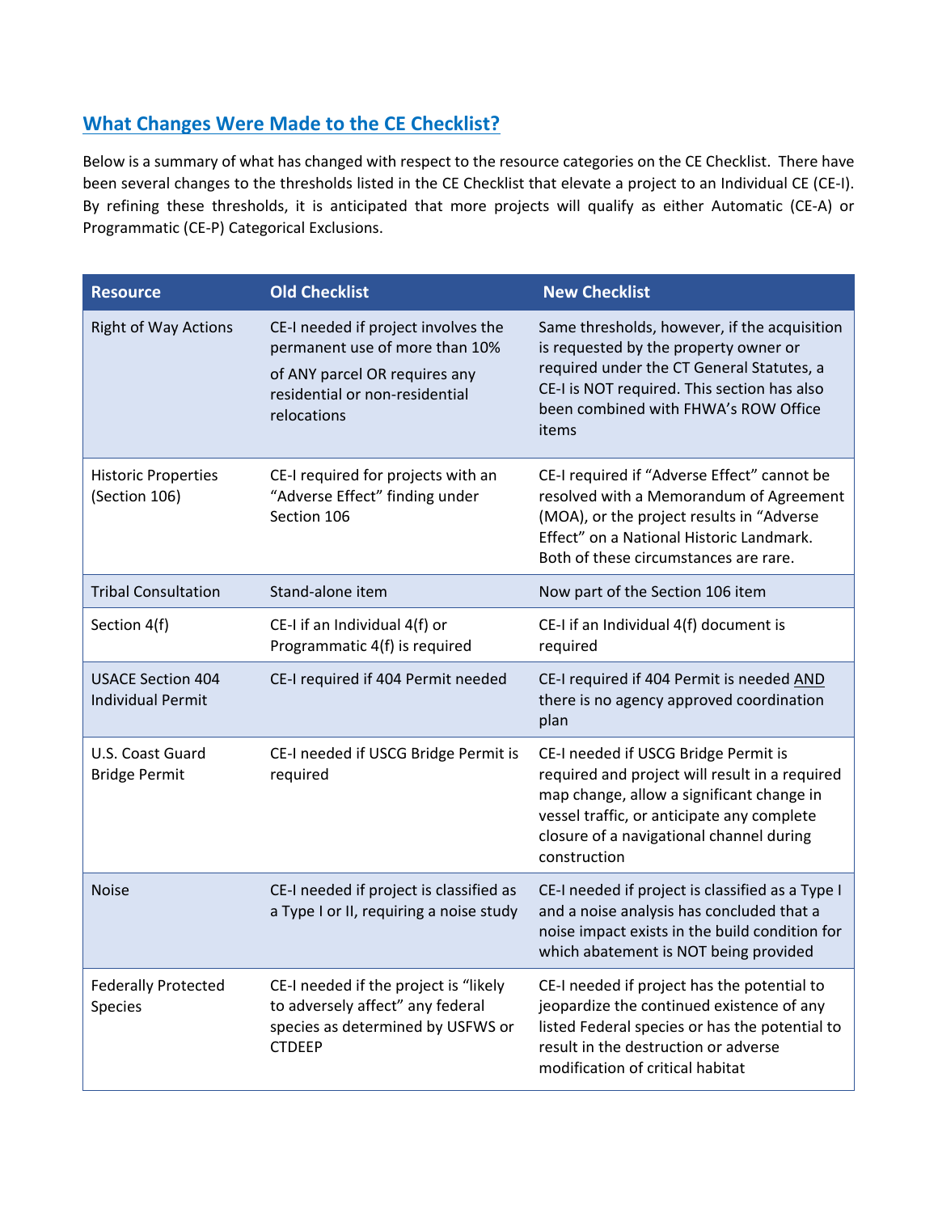## What Changes Were Made to the CE Checklist?

Below is a summary of what has changed with respect to the resource categories on the CE Checklist. There have been several changes to the thresholds listed in the CE Checklist that elevate a project to an Individual CE (CE-I). By refining these thresholds, it is anticipated that more projects will qualify as either Automatic (CE-A) or Programmatic (CE-P) Categorical Exclusions.

| Resource | Old Checklist | New Checklist |
|---|---|---|
| Right of Way Actions | CE-I needed if project involves the permanent use of more than 10% of ANY parcel OR requires any residential or non-residential relocations | Same thresholds, however, if the acquisition is requested by the property owner or required under the CT General Statutes, a CE-I is NOT required. This section has also been combined with FHWA's ROW Office items |
| Historic Properties (Section 106) | CE-I required for projects with an "Adverse Effect" finding under Section 106 | CE-I required if "Adverse Effect" cannot be resolved with a Memorandum of Agreement (MOA), or the project results in "Adverse Effect" on a National Historic Landmark. Both of these circumstances are rare. |
| Tribal Consultation | Stand-alone item | Now part of the Section 106 item |
| Section 4(f) | CE-I if an Individual 4(f) or Programmatic 4(f) is required | CE-I if an Individual 4(f) document is required |
| USACE Section 404 Individual Permit | CE-I required if 404 Permit needed | CE-I required if 404 Permit is needed AND there is no agency approved coordination plan |
| U.S. Coast Guard Bridge Permit | CE-I needed if USCG Bridge Permit is required | CE-I needed if USCG Bridge Permit is required and project will result in a required map change, allow a significant change in vessel traffic, or anticipate any complete closure of a navigational channel during construction |
| Noise | CE-I needed if project is classified as a Type I or II, requiring a noise study | CE-I needed if project is classified as a Type I and a noise analysis has concluded that a noise impact exists in the build condition for which abatement is NOT being provided |
| Federally Protected Species | CE-I needed if the project is "likely to adversely affect" any federal species as determined by USFWS or CTDEEP | CE-I needed if project has the potential to jeopardize the continued existence of any listed Federal species or has the potential to result in the destruction or adverse modification of critical habitat |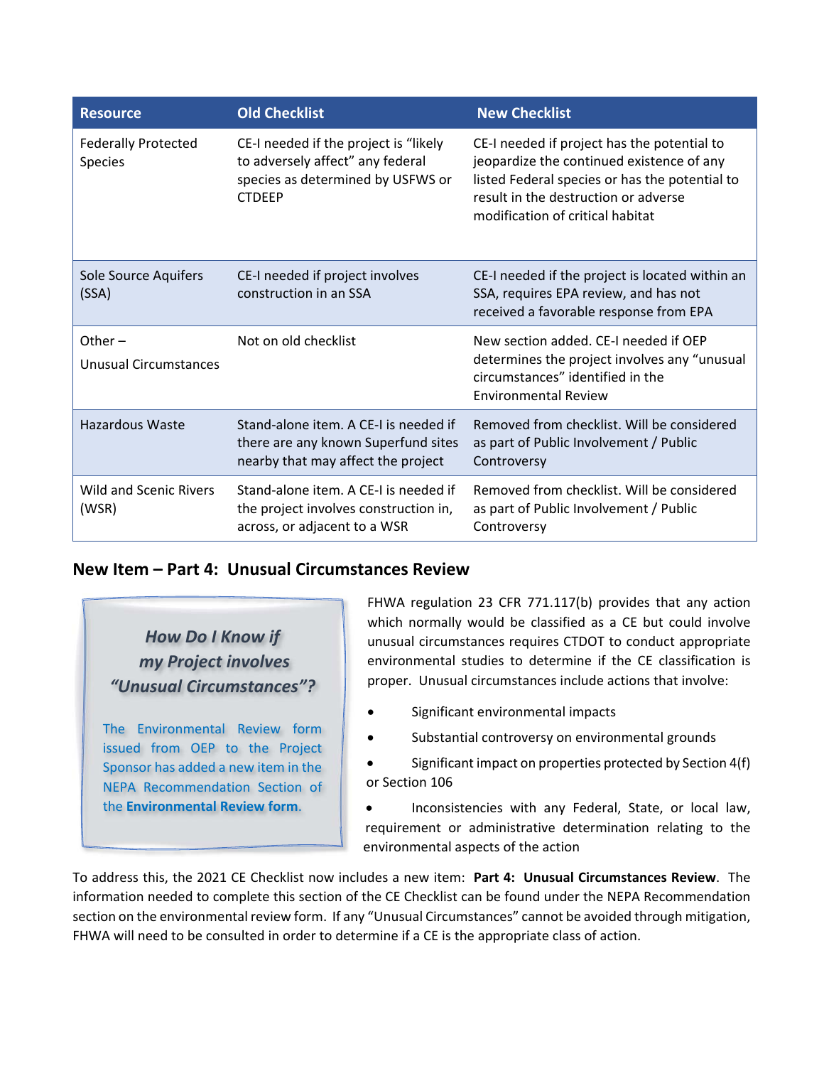| Resource | Old Checklist | New Checklist |
|---|---|---|
| Federally Protected Species | CE-I needed if the project is “likely to adversely affect” any federal species as determined by USFWS or CTDEEP | CE-I needed if project has the potential to jeopardize the continued existence of any listed Federal species or has the potential to result in the destruction or adverse modification of critical habitat |
| Sole Source Aquifers (SSA) | CE-I needed if project involves construction in an SSA | CE-I needed if the project is located within an SSA, requires EPA review, and has not received a favorable response from EPA |
| Other – Unusual Circumstances | Not on old checklist | New section added. CE-I needed if OEP determines the project involves any “unusual circumstances” identified in the Environmental Review |
| Hazardous Waste | Stand-alone item. A CE-I is needed if there are any known Superfund sites nearby that may affect the project | Removed from checklist. Will be considered as part of Public Involvement / Public Controversy |
| Wild and Scenic Rivers (WSR) | Stand-alone item. A CE-I is needed if the project involves construction in, across, or adjacent to a WSR | Removed from checklist. Will be considered as part of Public Involvement / Public Controversy |

## New Item – Part 4: Unusual Circumstances Review

> ***How Do I Know if my Project involves "Unusual Circumstances"?***
>
> The Environmental Review form issued from OEP to the Project Sponsor has added a new item in the NEPA Recommendation Section of the **Environmental Review form**.

FHWA regulation 23 CFR 771.117(b) provides that any action which normally would be classified as a CE but could involve unusual circumstances requires CTDOT to conduct appropriate environmental studies to determine if the CE classification is proper. Unusual circumstances include actions that involve:

- Significant environmental impacts
- Substantial controversy on environmental grounds
- Significant impact on properties protected by Section 4(f) or Section 106
- Inconsistencies with any Federal, State, or local law, requirement or administrative determination relating to the environmental aspects of the action

To address this, the 2021 CE Checklist now includes a new item: **Part 4: Unusual Circumstances Review**. The information needed to complete this section of the CE Checklist can be found under the NEPA Recommendation section on the environmental review form. If any "Unusual Circumstances" cannot be avoided through mitigation, FHWA will need to be consulted in order to determine if a CE is the appropriate class of action.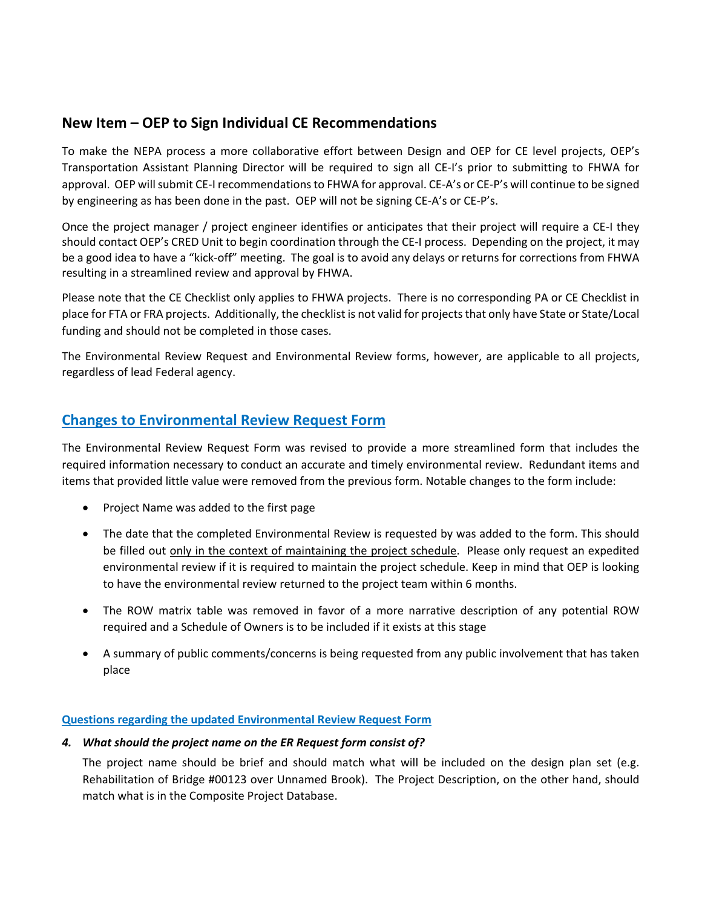## New Item – OEP to Sign Individual CE Recommendations

To make the NEPA process a more collaborative effort between Design and OEP for CE level projects, OEP's Transportation Assistant Planning Director will be required to sign all CE-I's prior to submitting to FHWA for approval. OEP will submit CE-I recommendations to FHWA for approval. CE-A's or CE-P's will continue to be signed by engineering as has been done in the past. OEP will not be signing CE-A's or CE-P's.

Once the project manager / project engineer identifies or anticipates that their project will require a CE-I they should contact OEP's CRED Unit to begin coordination through the CE-I process. Depending on the project, it may be a good idea to have a "kick-off" meeting. The goal is to avoid any delays or returns for corrections from FHWA resulting in a streamlined review and approval by FHWA.

Please note that the CE Checklist only applies to FHWA projects. There is no corresponding PA or CE Checklist in place for FTA or FRA projects. Additionally, the checklist is not valid for projects that only have State or State/Local funding and should not be completed in those cases.

The Environmental Review Request and Environmental Review forms, however, are applicable to all projects, regardless of lead Federal agency.

## Changes to Environmental Review Request Form

The Environmental Review Request Form was revised to provide a more streamlined form that includes the required information necessary to conduct an accurate and timely environmental review. Redundant items and items that provided little value were removed from the previous form. Notable changes to the form include:

- Project Name was added to the first page
- The date that the completed Environmental Review is requested by was added to the form. This should be filled out only in the context of maintaining the project schedule. Please only request an expedited environmental review if it is required to maintain the project schedule. Keep in mind that OEP is looking to have the environmental review returned to the project team within 6 months.
- The ROW matrix table was removed in favor of a more narrative description of any potential ROW required and a Schedule of Owners is to be included if it exists at this stage
- A summary of public comments/concerns is being requested from any public involvement that has taken place

### Questions regarding the updated Environmental Review Request Form

***4. What should the project name on the ER Request form consist of?***

The project name should be brief and should match what will be included on the design plan set (e.g. Rehabilitation of Bridge #00123 over Unnamed Brook). The Project Description, on the other hand, should match what is in the Composite Project Database.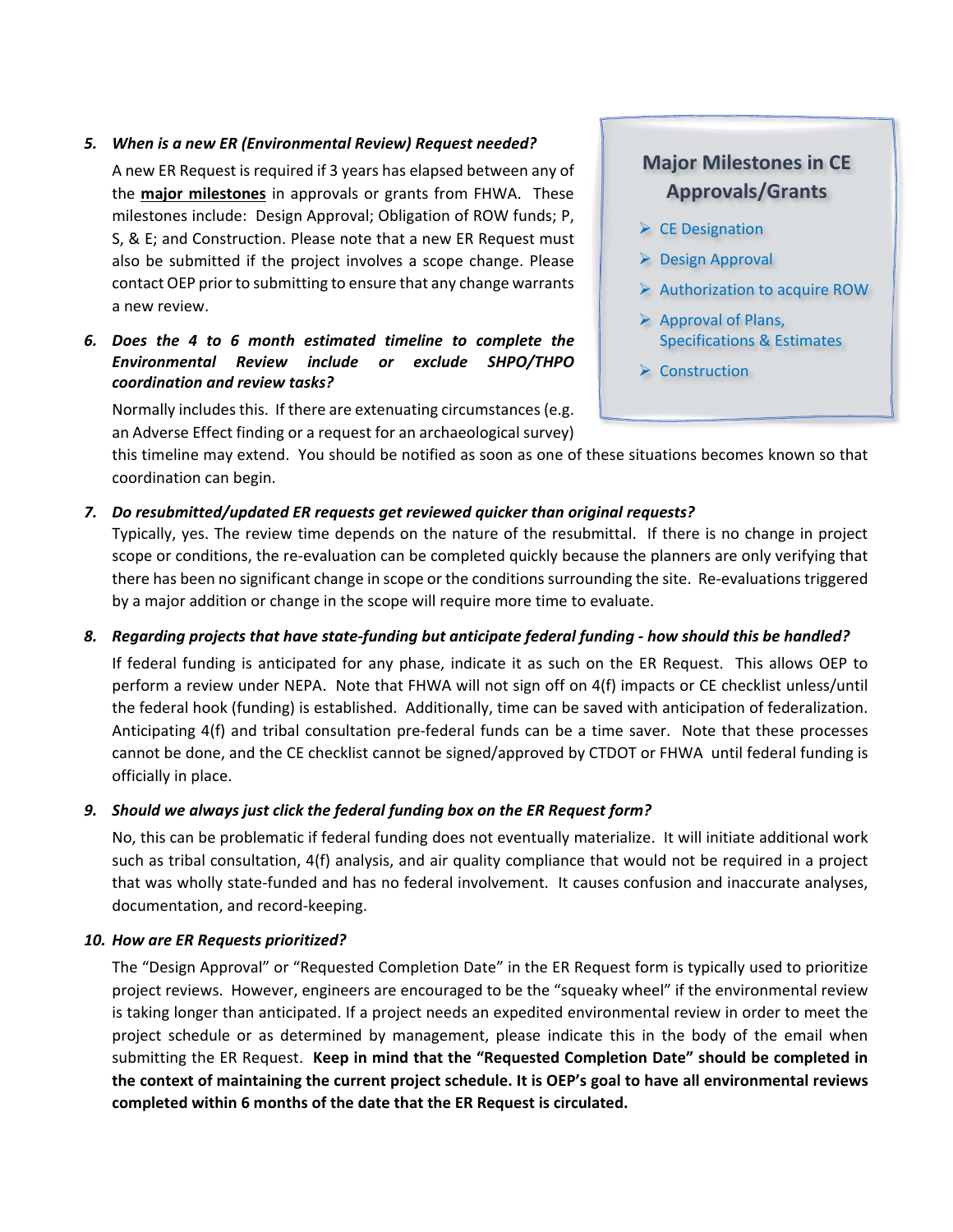5. ***When is a new ER (Environmental Review) Request needed?***

   A new ER Request is required if 3 years has elapsed between any of the **<u>major milestones</u>** in approvals or grants from FHWA. These milestones include: Design Approval; Obligation of ROW funds; P, S, & E; and Construction. Please note that a new ER Request must also be submitted if the project involves a scope change. Please contact OEP prior to submitting to ensure that any change warrants a new review.

> **Major Milestones in CE Approvals/Grants**
>
> - CE Designation
> - Design Approval
> - Authorization to acquire ROW
> - Approval of Plans, Specifications & Estimates
> - Construction

6. ***Does the 4 to 6 month estimated timeline to complete the Environmental Review include or exclude SHPO/THPO coordination and review tasks?***

   Normally includes this. If there are extenuating circumstances (e.g. an Adverse Effect finding or a request for an archaeological survey) this timeline may extend. You should be notified as soon as one of these situations becomes known so that coordination can begin.

7. ***Do resubmitted/updated ER requests get reviewed quicker than original requests?***

   Typically, yes. The review time depends on the nature of the resubmittal. If there is no change in project scope or conditions, the re-evaluation can be completed quickly because the planners are only verifying that there has been no significant change in scope or the conditions surrounding the site. Re-evaluations triggered by a major addition or change in the scope will require more time to evaluate.

8. ***Regarding projects that have state-funding but anticipate federal funding - how should this be handled?***

   If federal funding is anticipated for any phase, indicate it as such on the ER Request. This allows OEP to perform a review under NEPA. Note that FHWA will not sign off on 4(f) impacts or CE checklist unless/until the federal hook (funding) is established. Additionally, time can be saved with anticipation of federalization. Anticipating 4(f) and tribal consultation pre-federal funds can be a time saver. Note that these processes cannot be done, and the CE checklist cannot be signed/approved by CTDOT or FHWA until federal funding is officially in place.

9. ***Should we always just click the federal funding box on the ER Request form?***

   No, this can be problematic if federal funding does not eventually materialize. It will initiate additional work such as tribal consultation, 4(f) analysis, and air quality compliance that would not be required in a project that was wholly state-funded and has no federal involvement. It causes confusion and inaccurate analyses, documentation, and record-keeping.

10. ***How are ER Requests prioritized?***

    The "Design Approval" or "Requested Completion Date" in the ER Request form is typically used to prioritize project reviews. However, engineers are encouraged to be the "squeaky wheel" if the environmental review is taking longer than anticipated. If a project needs an expedited environmental review in order to meet the project schedule or as determined by management, please indicate this in the body of the email when submitting the ER Request. **Keep in mind that the "Requested Completion Date" should be completed in the context of maintaining the current project schedule. It is OEP's goal to have all environmental reviews completed within 6 months of the date that the ER Request is circulated.**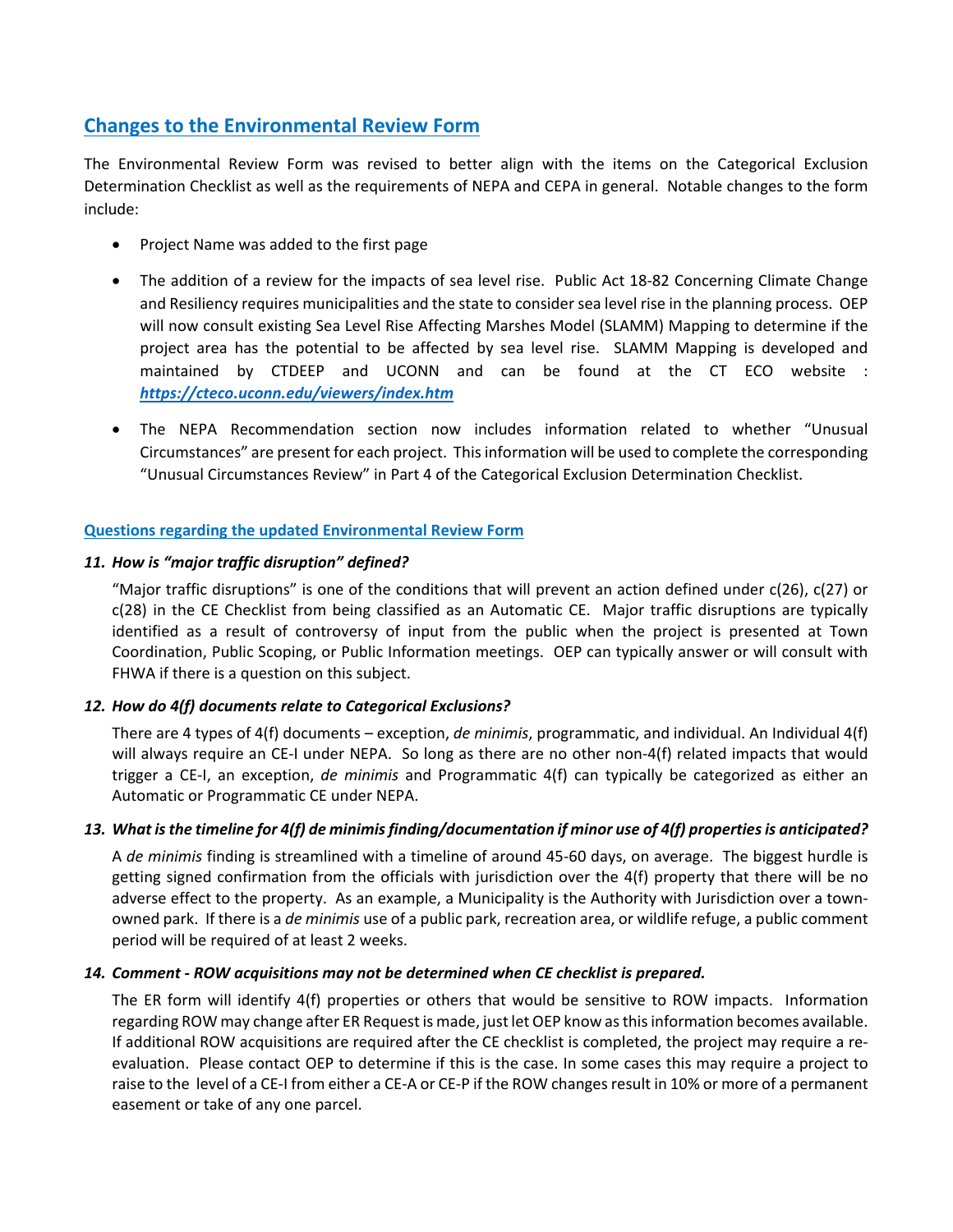## Changes to the Environmental Review Form

The Environmental Review Form was revised to better align with the items on the Categorical Exclusion Determination Checklist as well as the requirements of NEPA and CEPA in general. Notable changes to the form include:

- Project Name was added to the first page
- The addition of a review for the impacts of sea level rise. Public Act 18-82 Concerning Climate Change and Resiliency requires municipalities and the state to consider sea level rise in the planning process. OEP will now consult existing Sea Level Rise Affecting Marshes Model (SLAMM) Mapping to determine if the project area has the potential to be affected by sea level rise. SLAMM Mapping is developed and maintained by CTDEEP and UCONN and can be found at the CT ECO website : ***https://cteco.uconn.edu/viewers/index.htm***
- The NEPA Recommendation section now includes information related to whether "Unusual Circumstances" are present for each project. This information will be used to complete the corresponding "Unusual Circumstances Review" in Part 4 of the Categorical Exclusion Determination Checklist.

### Questions regarding the updated Environmental Review Form

***11. How is "major traffic disruption" defined?***

"Major traffic disruptions" is one of the conditions that will prevent an action defined under c(26), c(27) or c(28) in the CE Checklist from being classified as an Automatic CE. Major traffic disruptions are typically identified as a result of controversy of input from the public when the project is presented at Town Coordination, Public Scoping, or Public Information meetings. OEP can typically answer or will consult with FHWA if there is a question on this subject.

***12. How do 4(f) documents relate to Categorical Exclusions?***

There are 4 types of 4(f) documents – exception, *de minimis*, programmatic, and individual. An Individual 4(f) will always require an CE-I under NEPA. So long as there are no other non-4(f) related impacts that would trigger a CE-I, an exception, *de minimis* and Programmatic 4(f) can typically be categorized as either an Automatic or Programmatic CE under NEPA.

***13. What is the timeline for 4(f) de minimis finding/documentation if minor use of 4(f) properties is anticipated?***

A *de minimis* finding is streamlined with a timeline of around 45-60 days, on average. The biggest hurdle is getting signed confirmation from the officials with jurisdiction over the 4(f) property that there will be no adverse effect to the property. As an example, a Municipality is the Authority with Jurisdiction over a town-owned park. If there is a *de minimis* use of a public park, recreation area, or wildlife refuge, a public comment period will be required of at least 2 weeks.

***14. Comment - ROW acquisitions may not be determined when CE checklist is prepared.***

The ER form will identify 4(f) properties or others that would be sensitive to ROW impacts. Information regarding ROW may change after ER Request is made, just let OEP know as this information becomes available. If additional ROW acquisitions are required after the CE checklist is completed, the project may require a re-evaluation. Please contact OEP to determine if this is the case. In some cases this may require a project to raise to the level of a CE-I from either a CE-A or CE-P if the ROW changes result in 10% or more of a permanent easement or take of any one parcel.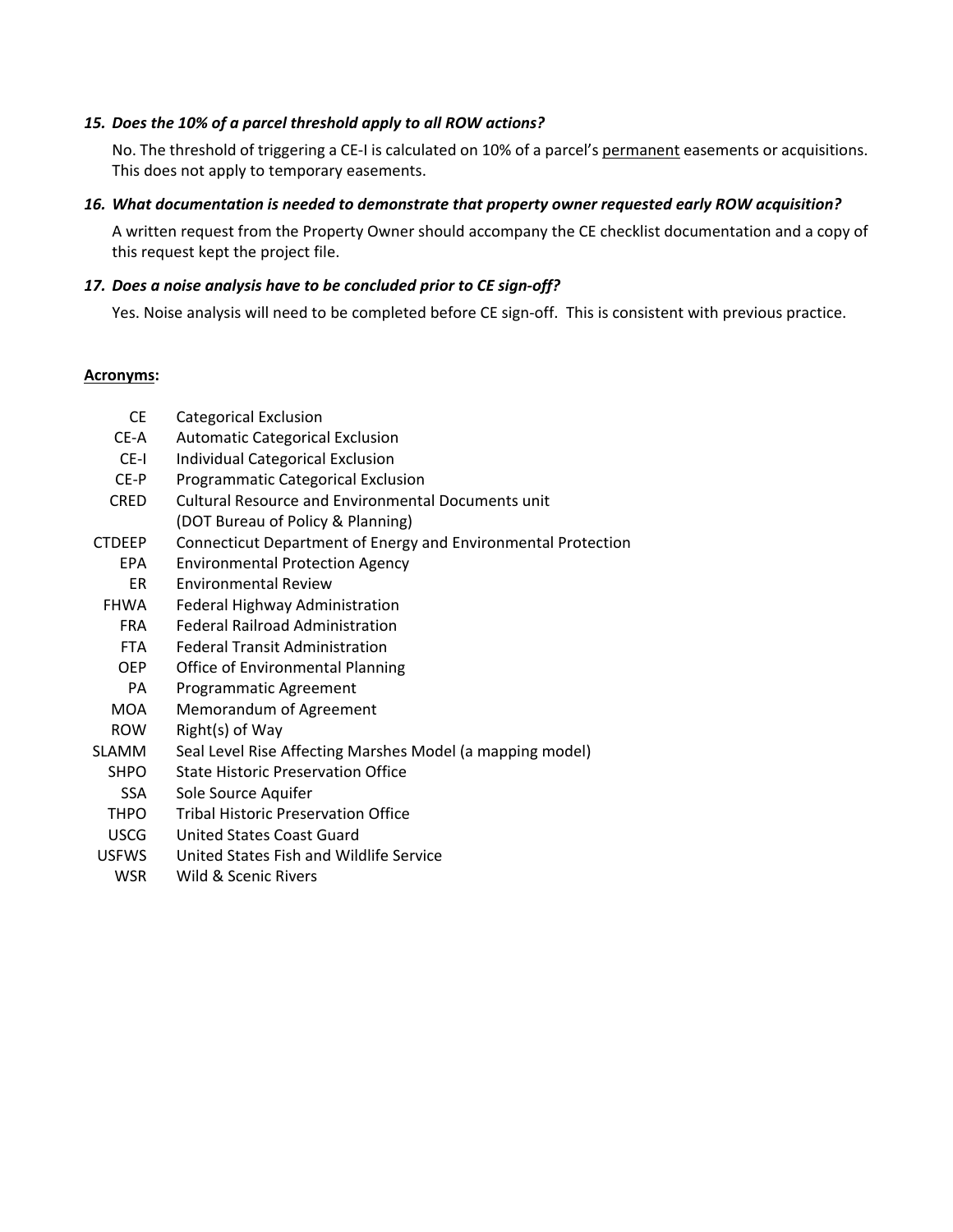***15. Does the 10% of a parcel threshold apply to all ROW actions?***

No. The threshold of triggering a CE-I is calculated on 10% of a parcel's <u>permanent</u> easements or acquisitions. This does not apply to temporary easements.

***16. What documentation is needed to demonstrate that property owner requested early ROW acquisition?***

A written request from the Property Owner should accompany the CE checklist documentation and a copy of this request kept the project file.

***17. Does a noise analysis have to be concluded prior to CE sign-off?***

Yes. Noise analysis will need to be completed before CE sign-off. This is consistent with previous practice.

**<u>Acronyms</u>:**

| | |
|---|---|
| CE | Categorical Exclusion |
| CE-A | Automatic Categorical Exclusion |
| CE-I | Individual Categorical Exclusion |
| CE-P | Programmatic Categorical Exclusion |
| CRED | Cultural Resource and Environmental Documents unit (DOT Bureau of Policy & Planning) |
| CTDEEP | Connecticut Department of Energy and Environmental Protection |
| EPA | Environmental Protection Agency |
| ER | Environmental Review |
| FHWA | Federal Highway Administration |
| FRA | Federal Railroad Administration |
| FTA | Federal Transit Administration |
| OEP | Office of Environmental Planning |
| PA | Programmatic Agreement |
| MOA | Memorandum of Agreement |
| ROW | Right(s) of Way |
| SLAMM | Seal Level Rise Affecting Marshes Model (a mapping model) |
| SHPO | State Historic Preservation Office |
| SSA | Sole Source Aquifer |
| THPO | Tribal Historic Preservation Office |
| USCG | United States Coast Guard |
| USFWS | United States Fish and Wildlife Service |
| WSR | Wild & Scenic Rivers |